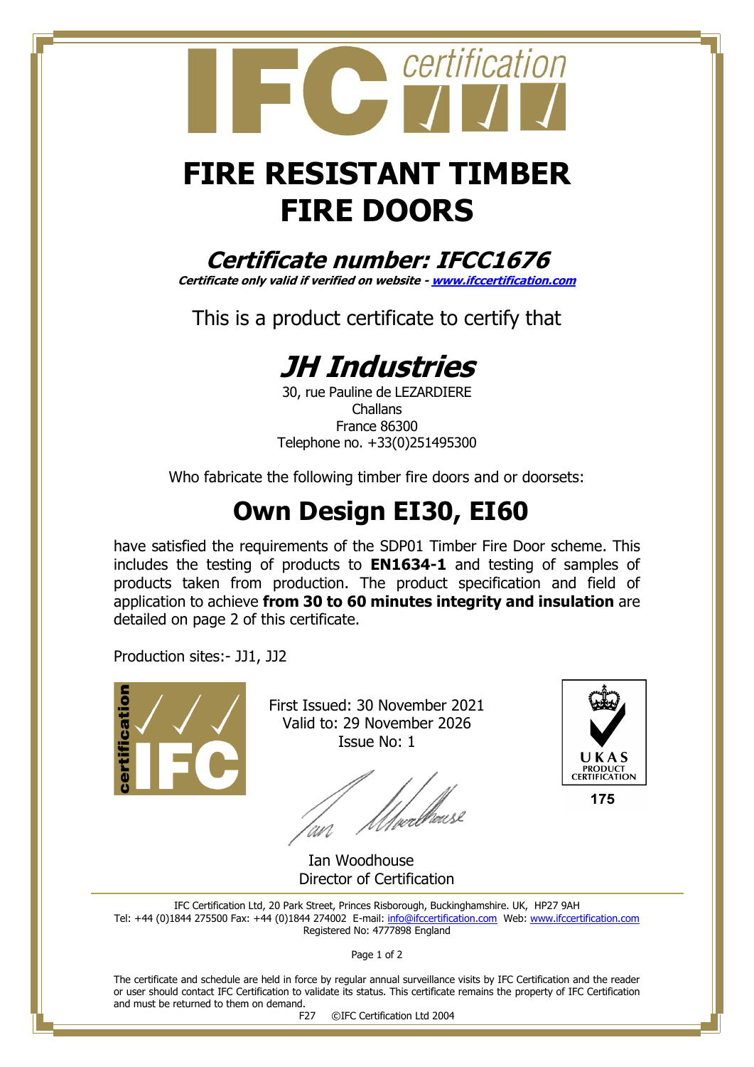# FIRE RESISTANT TIMBER FIRE DOORS

## *Certificate number: IFCC1676*

***Certificate only valid if verified on website - www.ifccertification.com***

This is a product certificate to certify that

## *JH Industries*

30, rue Pauline de LEZARDIERE
Challans
France 86300
Telephone no. +33(0)251495300

Who fabricate the following timber fire doors and or doorsets:

## Own Design EI30, EI60

have satisfied the requirements of the SDP01 Timber Fire Door scheme. This includes the testing of products to **EN1634-1** and testing of samples of products taken from production. The product specification and field of application to achieve **from 30 to 60 minutes integrity and insulation** are detailed on page 2 of this certificate.

Production sites:- JJ1, JJ2

First Issued: 30 November 2021
Valid to: 29 November 2026
Issue No: 1

Ian Woodhouse
Director of Certification

UKAS PRODUCT CERTIFICATION
175

IFC Certification Ltd, 20 Park Street, Princes Risborough, Buckinghamshire. UK, HP27 9AH
Tel: +44 (0)1844 275500 Fax: +44 (0)1844 274002 E-mail: info@ifccertification.com Web: www.ifccertification.com
Registered No: 4777898 England

The certificate and schedule are held in force by regular annual surveillance visits by IFC Certification and the reader or user should contact IFC Certification to validate its status. This certificate remains the property of IFC Certification and must be returned to them on demand.

F27 ©IFC Certification Ltd 2004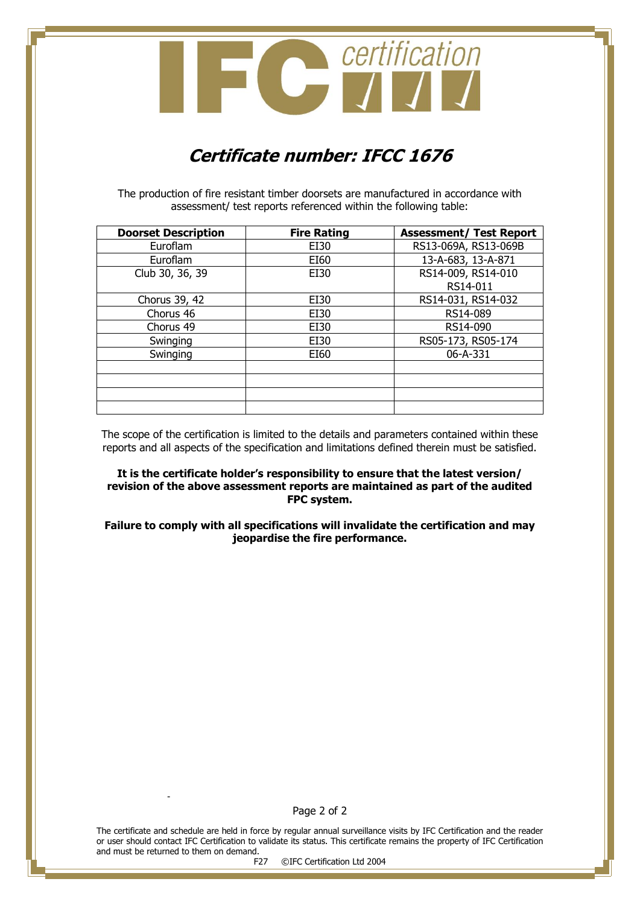# Certificate number: IFCC 1676

The production of fire resistant timber doorsets are manufactured in accordance with assessment/ test reports referenced within the following table:

| Doorset Description | Fire Rating | Assessment/ Test Report |
|---|---|---|
| Euroflam | EI30 | RS13-069A, RS13-069B |
| Euroflam | EI60 | 13-A-683, 13-A-871 |
| Club 30, 36, 39 | EI30 | RS14-009, RS14-010 RS14-011 |
| Chorus 39, 42 | EI30 | RS14-031, RS14-032 |
| Chorus 46 | EI30 | RS14-089 |
| Chorus 49 | EI30 | RS14-090 |
| Swinging | EI30 | RS05-173, RS05-174 |
| Swinging | EI60 | 06-A-331 |
| | | |
| | | |
| | | |
| | | |

The scope of the certification is limited to the details and parameters contained within these reports and all aspects of the specification and limitations defined therein must be satisfied.

**It is the certificate holder's responsibility to ensure that the latest version/ revision of the above assessment reports are maintained as part of the audited FPC system.**

**Failure to comply with all specifications will invalidate the certification and may jeopardise the fire performance.**

The certificate and schedule are held in force by regular annual surveillance visits by IFC Certification and the reader or user should contact IFC Certification to validate its status. This certificate remains the property of IFC Certification and must be returned to them on demand.

F27 ©IFC Certification Ltd 2004